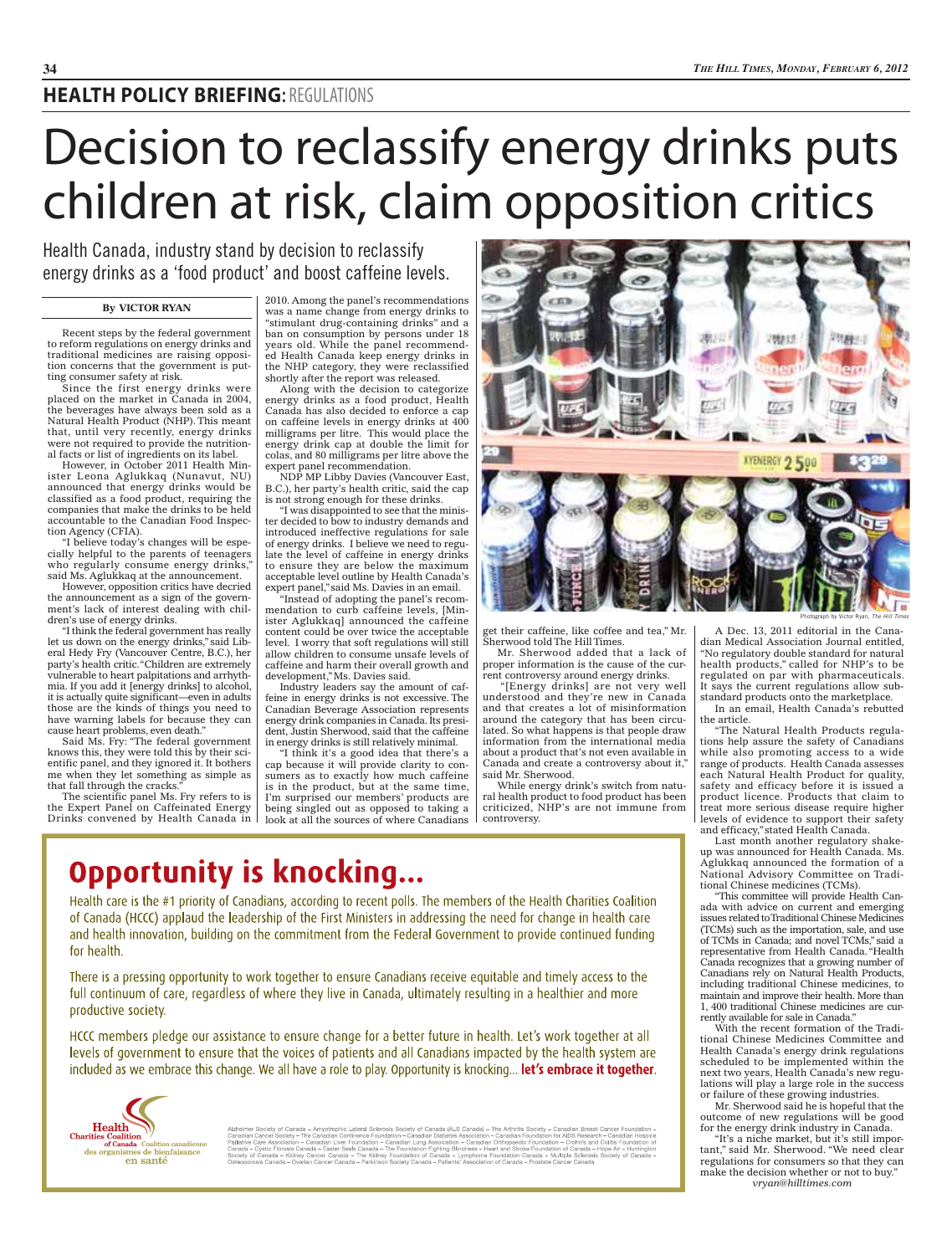## HEALTH POLICY BRIEFING: REGULATIONS

# Decision to reclassify energy drinks puts children at risk, claim opposition critics

Health Canada, industry stand by decision to reclassify energy drinks as a 'food product' and boost caffeine levels.

**By VICTOR RYAN**

Recent steps by the federal government to reform regulations on energy drinks and traditional medicines are raising opposition concerns that the government is putting consumer safety at risk.

Since the first energy drinks were placed on the market in Canada in 2004, the beverages have always been sold as a Natural Health Product (NHP). This meant that, until very recently, energy drinks were not required to provide the nutritional facts or list of ingredients on its label.

However, in October 2011 Health Minister Leona Aglukkaq (Nunavut, NU) announced that energy drinks would be classified as a food product, requiring the companies that make the drinks to be held accountable to the Canadian Food Inspection Agency (CFIA).

"I believe today's changes will be especially helpful to the parents of teenagers who regularly consume energy drinks," said Ms. Aglukkaq at the announcement.

However, opposition critics have decried the announcement as a sign of the government's lack of interest dealing with children's use of energy drinks.

"I think the federal government has really let us down on the energy drinks," said Liberal Hedy Fry (Vancouver Centre, B.C.), her party's health critic. "Children are extremely vulnerable to heart palpitations and arrhythmia. If you add it [energy drinks] to alcohol, it is actually quite significant—even in adults those are the kinds of things you need to have warning labels for because they can cause heart problems, even death."

Said Ms. Fry: "The federal government knows this, they were told this by their scientific panel, and they ignored it. It bothers me when they let something as simple as that fall through the cracks."

The scientific panel Ms. Fry refers to is the Expert Panel on Caffeinated Energy Drinks convened by Health Canada in 2010. Among the panel's recommendations was a name change from energy drinks to "stimulant drug-containing drinks" and a ban on consumption by persons under 18 years old. While the panel recommended Health Canada keep energy drinks in the NHP category, they were reclassified shortly after the report was released.

Along with the decision to categorize energy drinks as a food product, Health Canada has also decided to enforce a cap on caffeine levels in energy drinks at 400 milligrams per litre. This would place the energy drink cap at double the limit for colas, and 80 milligrams per litre above the expert panel recommendation.

NDP MP Libby Davies (Vancouver East, B.C.), her party's health critic, said the cap is not strong enough for these drinks.

"I was disappointed to see that the minister decided to bow to industry demands and introduced ineffective regulations for sale of energy drinks. I believe we need to regulate the level of caffeine in energy drinks to ensure they are below the maximum acceptable level outline by Health Canada's expert panel," said Ms. Davies in an email.

"Instead of adopting the panel's recommendation to curb caffeine levels, [Minister Aglukkaq] announced the caffeine content could be over twice the acceptable level. I worry that soft regulations will still allow children to consume unsafe levels of caffeine and harm their overall growth and development," Ms. Davies said.

Industry leaders say the amount of caffeine in energy drinks is not excessive. The Canadian Beverage Association represents energy drink companies in Canada. Its president, Justin Sherwood, said that the caffeine in energy drinks is still relatively minimal.

"I think it's a good idea that there's a cap because it will provide clarity to consumers as to exactly how much caffeine is in the product, but at the same time, I'm surprised our members' products are being singled out as opposed to taking a look at all the sources of where Canadians get their caffeine, like coffee and tea," Mr. Sherwood told The Hill Times.

Mr. Sherwood added that a lack of proper information is the cause of the current controversy around energy drinks.

"[Energy drinks] are not very well understood and they're new in Canada and that creates a lot of misinformation around the category that has been circulated. So what happens is that people draw information from the international media about a product that's not even available in Canada and create a controversy about it," said Mr. Sherwood.

While energy drink's switch from natural health product to food product has been criticized, NHP's are not immune from controversy.

Photograph by Victor Ryan, *The Hill Times*

A Dec. 13, 2011 editorial in the Canadian Medical Association Journal entitled, "No regulatory double standard for natural health products," called for NHP's to be regulated on par with pharmaceuticals. It says the current regulations allow substandard products onto the marketplace.

In an email, Health Canada's rebutted the article.

"The Natural Health Products regulations help assure the safety of Canadians while also promoting access to a wide range of products. Health Canada assesses each Natural Health Product for quality, safety and efficacy before it is issued a product licence. Products that claim to treat more serious disease require higher levels of evidence to support their safety and efficacy," stated Health Canada.

Last month another regulatory shakeup was announced for Health Canada. Ms. Aglukkaq announced the formation of a National Advisory Committee on Traditional Chinese medicines (TCMs).

"This committee will provide Health Canada with advice on current and emerging issues related to Traditional Chinese Medicines (TCMs) such as the importation, sale, and use of TCMs in Canada; and novel TCMs," said a representative from Health Canada. "Health Canada recognizes that a growing number of Canadians rely on Natural Health Products, including traditional Chinese medicines, to maintain and improve their health. More than 1, 400 traditional Chinese medicines are currently available for sale in Canada."

With the recent formation of the Traditional Chinese Medicines Committee and Health Canada's energy drink regulations scheduled to be implemented within the next two years, Health Canada's new regulations will play a large role in the success or failure of these growing industries.

Mr. Sherwood said he is hopeful that the outcome of new regulations will be good for the energy drink industry in Canada.

"It's a niche market, but it's still important," said Mr. Sherwood. "We need clear regulations for consumers so that they can make the decision whether or not to buy."

*vryan@hilltimes.com*

# Opportunity is knocking...

Health care is the #1 priority of Canadians, according to recent polls. The members of the Health Charities Coalition of Canada (HCCC) applaud the leadership of the First Ministers in addressing the need for change in health care and health innovation, building on the commitment from the Federal Government to provide continued funding for health.

There is a pressing opportunity to work together to ensure Canadians receive equitable and timely access to the full continuum of care, regardless of where they live in Canada, ultimately resulting in a healthier and more productive society.

HCCC members pledge our assistance to ensure change for a better future in health. Let's work together at all levels of government to ensure that the voices of patients and all Canadians impacted by the health system are included as we embrace this change. We all have a role to play. Opportunity is knocking... **let's embrace it together**.

Health Charities Coalition of Canada | Coalition canadienne des organismes de bienfaisance en santé

Alzheimer Society of Canada – Amyotrophic Lateral Sclerosis Society of Canada (ALS Canada) – The Arthritis Society – Canadian Breast Cancer Foundation – Canadian Cancer Society – The Canadian Continence Foundation – Canadian Diabetes Association – Canadian Foundation for AIDS Research – Canadian Hospice Palliative Care Association – Canadian Liver Foundation – Canadian Lung Association – Canadian Orthopaedic Foundation – Crohn's and Colitis Foundation of Canada – Cystic Fibrosis Canada – Easter Seals Canada – The Foundation Fighting Blindness – Heart and Stroke Foundation of Canada – Hope Air – Huntington Society of Canada – Kidney Cancer Canada – The Kidney Foundation of Canada – Lymphoma Foundation Canada – Multiple Sclerosis Society of Canada – Osteoporosis Canada – Ovarian Cancer Canada – Parkinson Society Canada – Patients' Association of Canada – Prostate Cancer Canada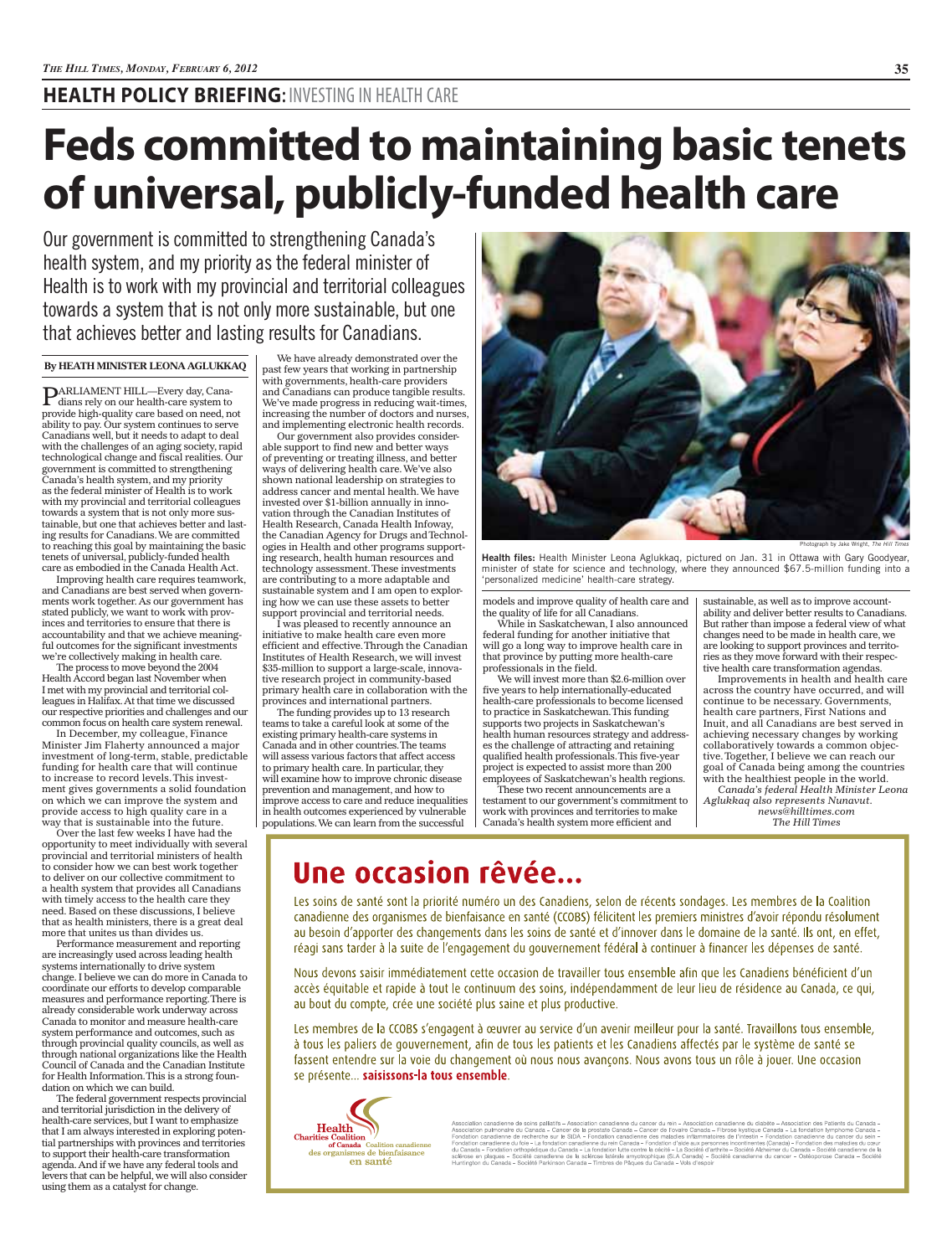**HEALTH POLICY BRIEFING:** INVESTING IN HEALTH CARE

# Feds committed to maintaining basic tenets of universal, publicly-funded health care

Our government is committed to strengthening Canada's health system, and my priority as the federal minister of Health is to work with my provincial and territorial colleagues towards a system that is not only more sustainable, but one that achieves better and lasting results for Canadians.

**By HEATH MINISTER LEONA AGLUKKAQ**

PARLIAMENT HILL—Every day, Canadians rely on our health-care system to provide high-quality care based on need, not ability to pay. Our system continues to serve Canadians well, but it needs to adapt to deal with the challenges of an aging society, rapid technological change and fiscal realities. Our government is committed to strengthening Canada's health system, and my priority as the federal minister of Health is to work with my provincial and territorial colleagues towards a system that is not only more sustainable, but one that achieves better and lasting results for Canadians. We are committed to reaching this goal by maintaining the basic tenets of universal, publicly-funded health care as embodied in the Canada Health Act.

Improving health care requires teamwork, and Canadians are best served when governments work together. As our government has stated publicly, we want to work with provinces and territories to ensure that there is accountability and that we achieve meaningful outcomes for the significant investments we're collectively making in health care.

The process to move beyond the 2004 Health Accord began last November when I met with my provincial and territorial colleagues in Halifax. At that time we discussed our respective priorities and challenges and our common focus on health care system renewal.

In December, my colleague, Finance Minister Jim Flaherty announced a major investment of long-term, stable, predictable funding for health care that will continue to increase to record levels. This investment gives governments a solid foundation on which we can improve the system and provide access to high quality care in a way that is sustainable into the future.

Over the last few weeks I have had the opportunity to meet individually with several provincial and territorial ministers of health to consider how we can best work together to deliver on our collective commitment to a health system that provides all Canadians with timely access to the health care they need. Based on these discussions, I believe that as health ministers, there is a great deal more that unites us than divides us.

Performance measurement and reporting are increasingly used across leading health systems internationally to drive system change. I believe we can do more in Canada to coordinate our efforts to develop comparable measures and performance reporting. There is already considerable work underway across Canada to monitor and measure health-care system performance and outcomes, such as through provincial quality councils, as well as through national organizations like the Health Council of Canada and the Canadian Institute for Health Information. This is a strong foundation on which we can build.

The federal government respects provincial and territorial jurisdiction in the delivery of health-care services, but I want to emphasize that I am always interested in exploring potential partnerships with provinces and territories to support their health-care transformation agenda. And if we have any federal tools and levers that can be helpful, we will also consider using them as a catalyst for change.

We have already demonstrated over the past few years that working in partnership with governments, health-care providers and Canadians can produce tangible results. We've made progress in reducing wait-times, increasing the number of doctors and nurses, and implementing electronic health records.

Our government also provides considerable support to find new and better ways of preventing or treating illness, and better ways of delivering health care. We've also shown national leadership on strategies to address cancer and mental health. We have invested over $1-billion annually in innovation through the Canadian Institutes of Health Research, Canada Health Infoway, the Canadian Agency for Drugs and Technologies in Health and other programs supporting research, health human resources and technology assessment. These investments are contributing to a more adaptable and sustainable system and I am open to exploring how we can use these assets to better support provincial and territorial needs.

I was pleased to recently announce an initiative to make health care even more efficient and effective. Through the Canadian Institutes of Health Research, we will invest $35-million to support a large-scale, innovative research project in community-based primary health care in collaboration with the provinces and international partners.

The funding provides up to 13 research teams to take a careful look at some of the existing primary health-care systems in Canada and in other countries. The teams will assess various factors that affect access to primary health care. In particular, they will examine how to improve chronic disease prevention and management, and how to improve access to care and reduce inequalities in health outcomes experienced by vulnerable populations. We can learn from the successful models and improve quality of health care and the quality of life for all Canadians.

Photograph by Jake Wright, *The Hill Times*

**Health files:** Health Minister Leona Aglukkaq, pictured on Jan. 31 in Ottawa with Gary Goodyear, minister of state for science and technology, where they announced $67.5-million funding into a 'personalized medicine' health-care strategy.

While in Saskatchewan, I also announced federal funding for another initiative that will go a long way to improve health care in that province by putting more health-care professionals in the field.

We will invest more than $2.6-million over five years to help internationally-educated health-care professionals to become licensed to practice in Saskatchewan. This funding supports two projects in Saskatchewan's health human resources strategy and addresses the challenge of attracting and retaining qualified health professionals. This five-year project is expected to assist more than 200 employees of Saskatchewan's health regions.

These two recent announcements are a testament to our government's commitment to work with provinces and territories to make Canada's health system more efficient and sustainable, as well as to improve accountability and deliver better results to Canadians. But rather than impose a federal view of what changes need to be made in health care, we are looking to support provinces and territories as they move forward with their respective health care transformation agendas.

Improvements in health and health care across the country have occurred, and will continue to be necessary. Governments, health care partners, First Nations and Inuit, and all Canadians are best served in achieving necessary changes by working collaboratively towards a common objective. Together, I believe we can reach our goal of Canada being among the countries with the healthiest people in the world.

*Canada's federal Health Minister Leona Aglukkaq also represents Nunavut.*
*news@hilltimes.com*
*The Hill Times*

## Une occasion rêvée...

Les soins de santé sont la priorité numéro un des Canadiens, selon de récents sondages. Les membres de la Coalition canadienne des organismes de bienfaisance en santé (CCOBS) félicitent les premiers ministres d'avoir répondu résolument au besoin d'apporter des changements dans les soins de santé et d'innover dans le domaine de la santé. Ils ont, en effet, réagi sans tarder à la suite de l'engagement du gouvernement fédéral à continuer à financer les dépenses de santé.

Nous devons saisir immédiatement cette occasion de travailler tous ensemble afin que les Canadiens bénéficient d'un accès équitable et rapide à tout le continuum des soins, indépendamment de leur lieu de résidence au Canada, ce qui, au bout du compte, crée une société plus saine et plus productive.

Les membres de la CCOBS s'engagent à œuvrer au service d'un avenir meilleur pour la santé. Travaillons tous ensemble, à tous les paliers de gouvernement, afin de tous les patients et les Canadiens affectés par le système de santé se fassent entendre sur la voie du changement où nous nous avançons. Nous avons tous un rôle à jouer. Une occasion se présente... **saisissons-la tous ensemble**.

Health Charities Coalition of Canada — Coalition canadienne des organismes de bienfaisance en santé

Association canadienne de soins palliatifs – Association canadienne du cancer du rein – Association canadienne du diabète – Association des Patients du Canada – Association pulmonaire du Canada – Cancer de la prostate Canada – Cancer de l'ovaire Canada – Fibrose kystique Canada – La fondation lymphome Canada – Fondation canadienne de recherche sur le SIDA – Fondation canadienne des maladies inflammatoires de l'intestin – Fondation canadienne du cancer du sein – Fondation canadienne du foie – La fondation canadienne du rein Canada – Fondation d'aide aux personnes incontinentes (Canada) – Fondation des maladies du cœur du Canada – Fondation orthopédique du Canada – La fondation lutte contre la cécité – La Société d'arthrite – Société Alzheimer du Canada – Société canadienne de la sclérose en plaques – Société canadienne de la sclérose latérale amyotrophique (SLA Canada) – Société canadienne du cancer – Ostéoporose Canada – Société Huntington du Canada – Société Parkinson Canada – Timbres de Pâques du Canada – Vols d'espoir